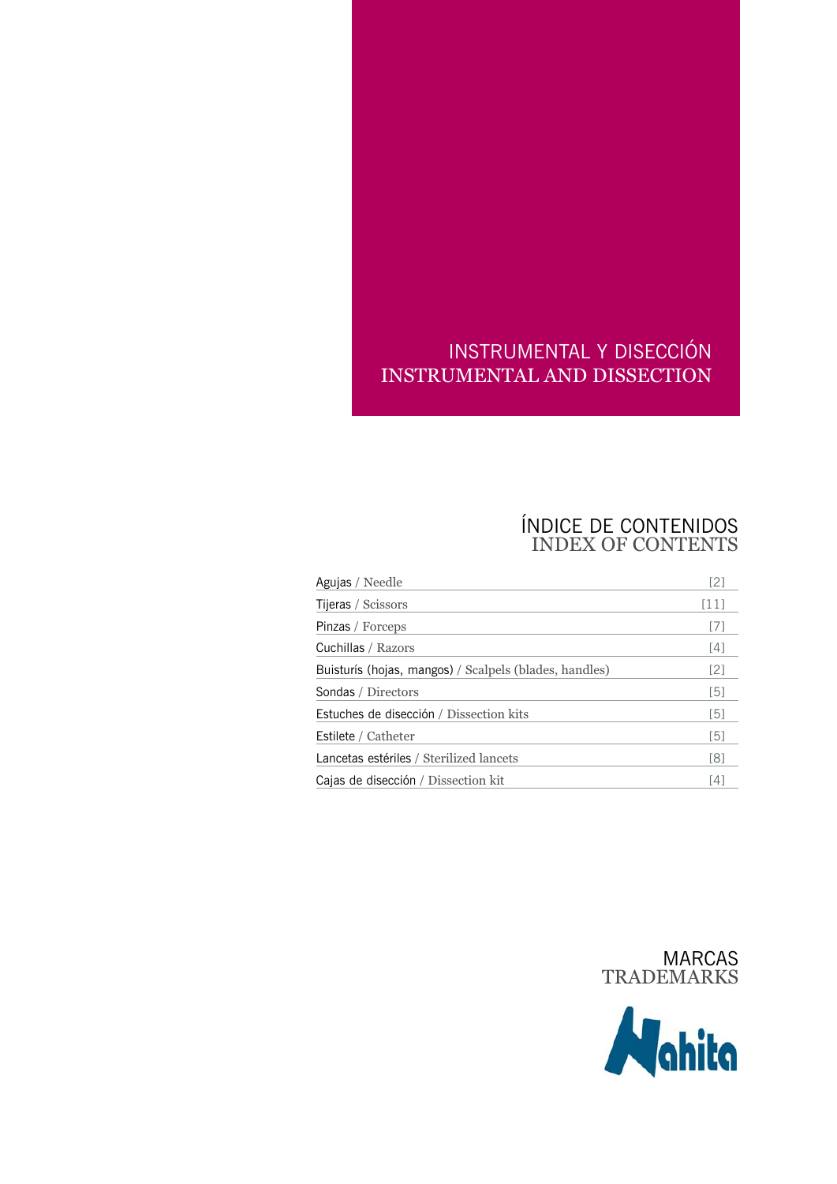# INSTRUMENTAL Y DISECCIÓN
# INSTRUMENTAL AND DISSECTION

## ÍNDICE DE CONTENIDOS
## INDEX OF CONTENTS

| | |
|---|---|
| Agujas / Needle | [2] |
| Tijeras / Scissors | [11] |
| Pinzas / Forceps | [7] |
| Cuchillas / Razors | [4] |
| Buisturís (hojas, mangos) / Scalpels (blades, handles) | [2] |
| Sondas / Directors | [5] |
| Estuches de disección / Dissection kits | [5] |
| Estilete / Catheter | [5] |
| Lancetas estériles / Sterilized lancets | [8] |
| Cajas de disección / Dissection kit | [4] |

## MARCAS
## TRADEMARKS

Nahita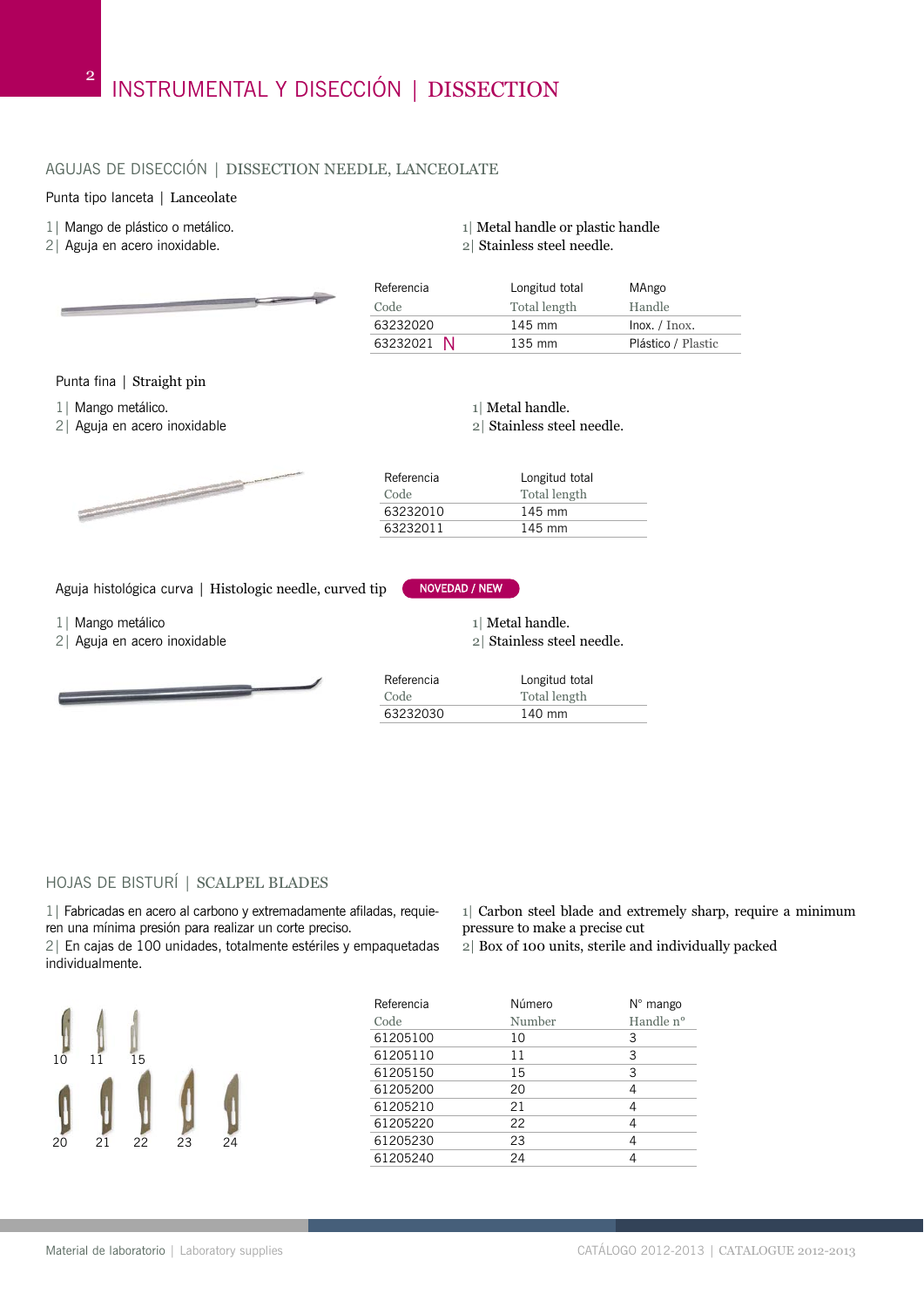# INSTRUMENTAL Y DISECCIÓN | DISSECTION

## AGUJAS DE DISECCIÓN | DISSECTION NEEDLE, LANCEOLATE

### Punta tipo lanceta | Lanceolate

1| Mango de plástico o metálico.
2| Aguja en acero inoxidable.

1| Metal handle or plastic handle
2| Stainless steel needle.

| Referencia<br>Code | Longitud total<br>Total length | MAngo<br>Handle |
|---|---|---|
| 63232020 | 145 mm | Inox. / Inox. |
| 63232021 N | 135 mm | Plástico / Plastic |

### Punta fina | Straight pin

1| Mango metálico.
2| Aguja en acero inoxidable

1| Metal handle.
2| Stainless steel needle.

| Referencia<br>Code | Longitud total<br>Total length |
|---|---|
| 63232010 | 145 mm |
| 63232011 | 145 mm |

### Aguja histológica curva | Histologic needle, curved tip — NOVEDAD / NEW

1| Mango metálico
2| Aguja en acero inoxidable

1| Metal handle.
2| Stainless steel needle.

| Referencia<br>Code | Longitud total<br>Total length |
|---|---|
| 63232030 | 140 mm |

## HOJAS DE BISTURÍ | SCALPEL BLADES

1| Fabricadas en acero al carbono y extremadamente afiladas, requieren una mínima presión para realizar un corte preciso.
2| En cajas de 100 unidades, totalmente estériles y empaquetadas individualmente.

1| Carbon steel blade and extremely sharp, require a minimum pressure to make a precise cut
2| Box of 100 units, sterile and individually packed

10 11 15

20 21 22 23 24

| Referencia<br>Code | Número<br>Number | N° mango<br>Handle nº |
|---|---|---|
| 61205100 | 10 | 3 |
| 61205110 | 11 | 3 |
| 61205150 | 15 | 3 |
| 61205200 | 20 | 4 |
| 61205210 | 21 | 4 |
| 61205220 | 22 | 4 |
| 61205230 | 23 | 4 |
| 61205240 | 24 | 4 |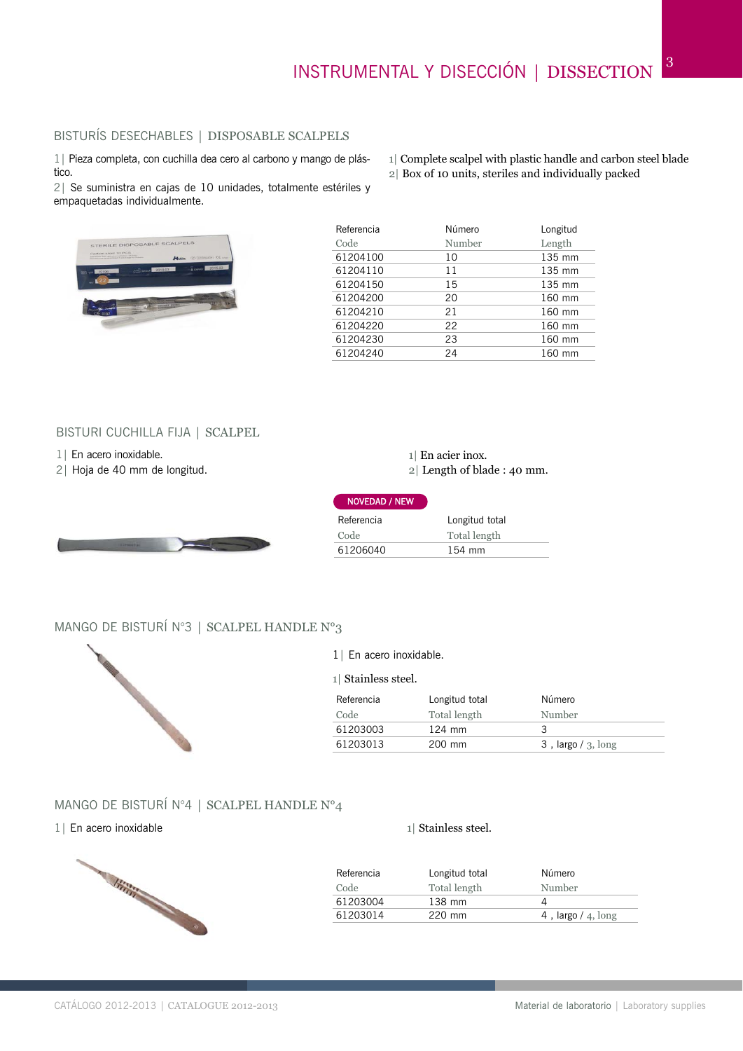# INSTRUMENTAL Y DISECCIÓN | DISSECTION

## BISTURÍS DESECHABLES | DISPOSABLE SCALPELS

1| Pieza completa, con cuchilla dea cero al carbono y mango de plástico.
2| Se suministra en cajas de 10 unidades, totalmente estériles y empaquetadas individualmente.

1| Complete scalpel with plastic handle and carbon steel blade
2| Box of 10 units, steriles and individually packed

| Referencia Code | Número Number | Longitud Length |
|---|---|---|
| 61204100 | 10 | 135 mm |
| 61204110 | 11 | 135 mm |
| 61204150 | 15 | 135 mm |
| 61204200 | 20 | 160 mm |
| 61204210 | 21 | 160 mm |
| 61204220 | 22 | 160 mm |
| 61204230 | 23 | 160 mm |
| 61204240 | 24 | 160 mm |

## BISTURI CUCHILLA FIJA | SCALPEL

1| En acero inoxidable.
2| Hoja de 40 mm de longitud.

1| En acier inox.
2| Length of blade : 40 mm.

NOVEDAD / NEW

| Referencia Code | Longitud total Total length |
|---|---|
| 61206040 | 154 mm |

## MANGO DE BISTURÍ N°3 | SCALPEL HANDLE N°3

1| En acero inoxidable.

1| Stainless steel.

| Referencia Code | Longitud total Total length | Número Number |
|---|---|---|
| 61203003 | 124 mm | 3 |
| 61203013 | 200 mm | 3 , largo / 3, long |

## MANGO DE BISTURÍ N°4 | SCALPEL HANDLE N°4

1| En acero inoxidable

1| Stainless steel.

| Referencia Code | Longitud total Total length | Número Number |
|---|---|---|
| 61203004 | 138 mm | 4 |
| 61203014 | 220 mm | 4 , largo / 4, long |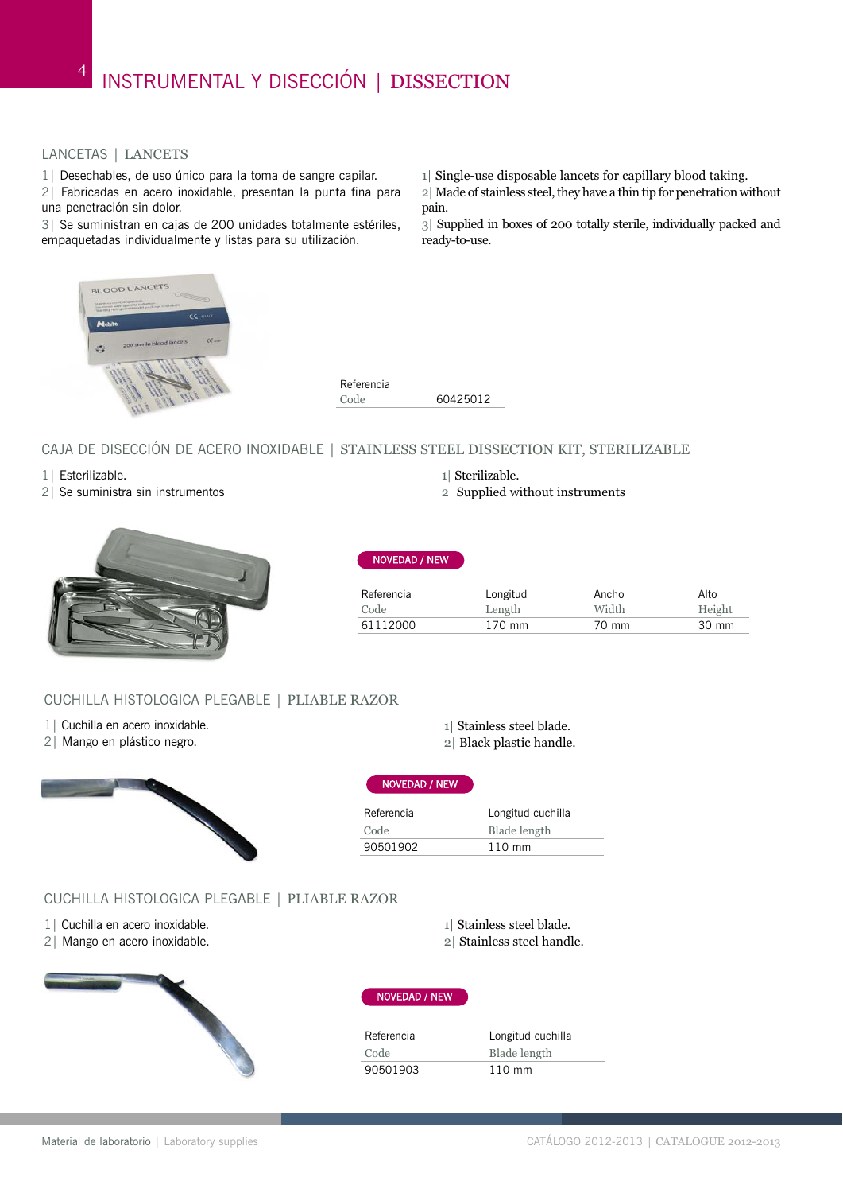# INSTRUMENTAL Y DISECCIÓN | DISSECTION

## LANCETAS | LANCETS

1| Desechables, de uso único para la toma de sangre capilar.
2| Fabricadas en acero inoxidable, presentan la punta fina para una penetración sin dolor.
3| Se suministran en cajas de 200 unidades totalmente estériles, empaquetadas individualmente y listas para su utilización.

1| Single-use disposable lancets for capillary blood taking.
2| Made of stainless steel, they have a thin tip for penetration without pain.
3| Supplied in boxes of 200 totally sterile, individually packed and ready-to-use.

| Referencia<br>Code | |
|---|---|
| | 60425012 |

## CAJA DE DISECCIÓN DE ACERO INOXIDABLE | STAINLESS STEEL DISSECTION KIT, STERILIZABLE

1| Esterilizable.
2| Se suministra sin instrumentos

1| Sterilizable.
2| Supplied without instruments

**NOVEDAD / NEW**

| Referencia<br>Code | Longitud<br>Length | Ancho<br>Width | Alto<br>Height |
|---|---|---|---|
| 61112000 | 170 mm | 70 mm | 30 mm |

## CUCHILLA HISTOLOGICA PLEGABLE | PLIABLE RAZOR

1| Cuchilla en acero inoxidable.
2| Mango en plástico negro.

1| Stainless steel blade.
2| Black plastic handle.

**NOVEDAD / NEW**

| Referencia<br>Code | Longitud cuchilla<br>Blade length |
|---|---|
| 90501902 | 110 mm |

## CUCHILLA HISTOLOGICA PLEGABLE | PLIABLE RAZOR

1| Cuchilla en acero inoxidable.
2| Mango en acero inoxidable.

1| Stainless steel blade.
2| Stainless steel handle.

**NOVEDAD / NEW**

| Referencia<br>Code | Longitud cuchilla<br>Blade length |
|---|---|
| 90501903 | 110 mm |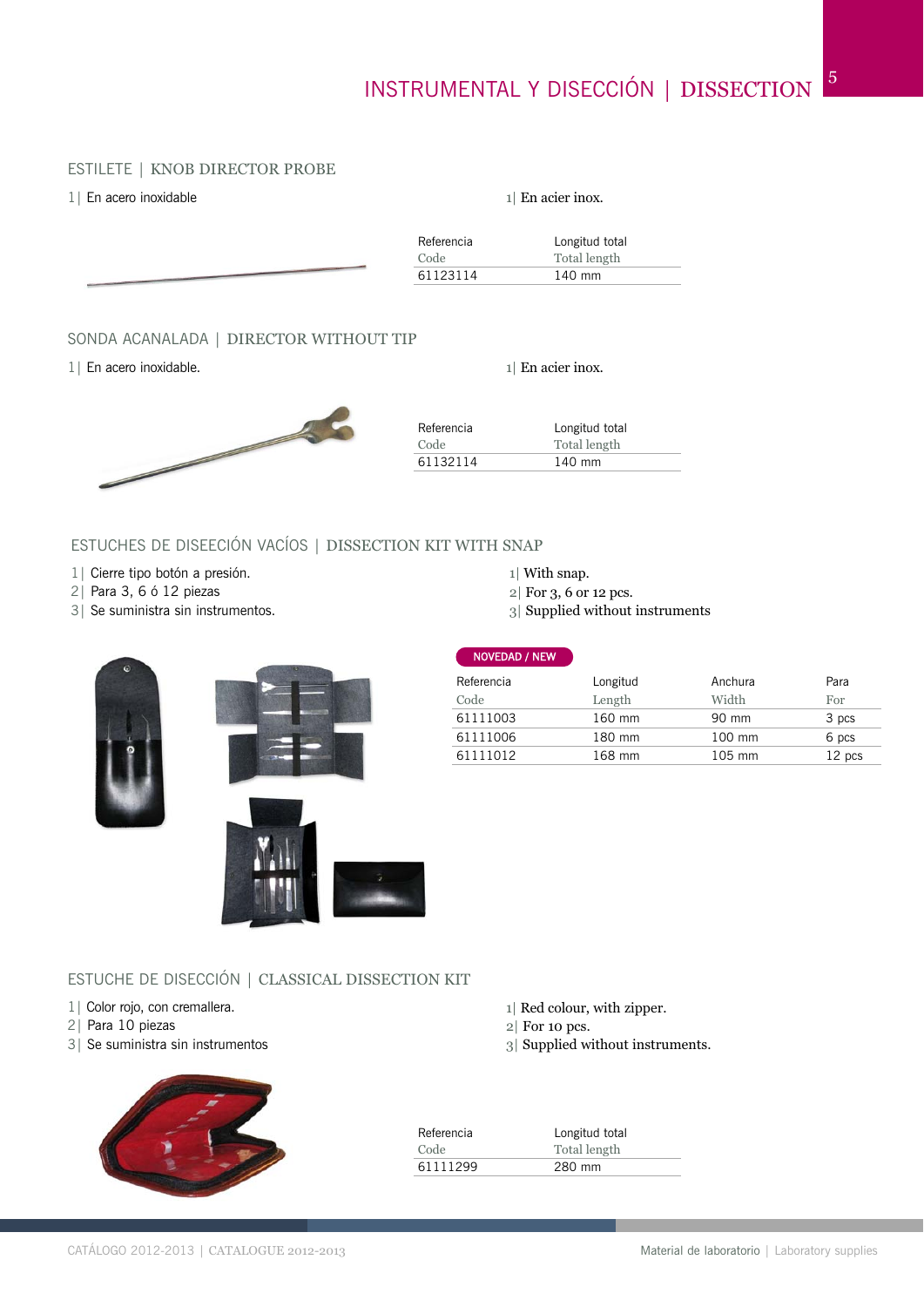# INSTRUMENTAL Y DISECCIÓN | DISSECTION

## ESTILETE | KNOB DIRECTOR PROBE

1| En acero inoxidable

1| En acier inox.

| Referencia<br>Code | Longitud total<br>Total length |
|---|---|
| 61123114 | 140 mm |

## SONDA ACANALADA | DIRECTOR WITHOUT TIP

1| En acero inoxidable.

1| En acier inox.

| Referencia<br>Code | Longitud total<br>Total length |
|---|---|
| 61132114 | 140 mm |

## ESTUCHES DE DISEECIÓN VACÍOS | DISSECTION KIT WITH SNAP

1| Cierre tipo botón a presión.
2| Para 3, 6 ó 12 piezas
3| Se suministra sin instrumentos.

1| With snap.
2| For 3, 6 or 12 pcs.
3| Supplied without instruments

NOVEDAD / NEW

| Referencia<br>Code | Longitud<br>Length | Anchura<br>Width | Para<br>For |
|---|---|---|---|
| 61111003 | 160 mm | 90 mm | 3 pcs |
| 61111006 | 180 mm | 100 mm | 6 pcs |
| 61111012 | 168 mm | 105 mm | 12 pcs |

## ESTUCHE DE DISECCIÓN | CLASSICAL DISSECTION KIT

1| Color rojo, con cremallera.
2| Para 10 piezas
3| Se suministra sin instrumentos

1| Red colour, with zipper.
2| For 10 pcs.
3| Supplied without instruments.

| Referencia<br>Code | Longitud total<br>Total length |
|---|---|
| 61111299 | 280 mm |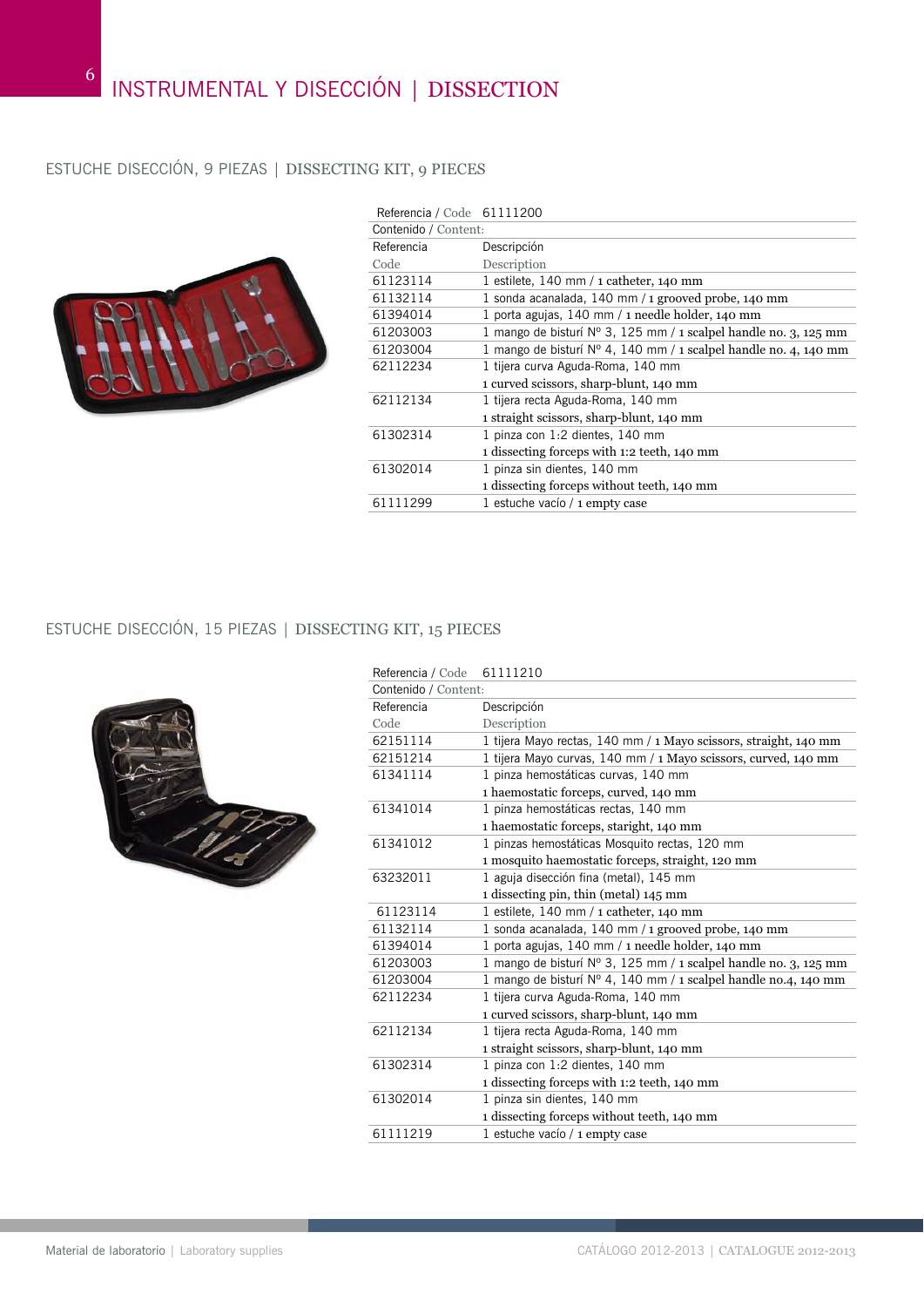# INSTRUMENTAL Y DISECCIÓN | DISSECTION

## ESTUCHE DISECCIÓN, 9 PIEZAS | DISSECTING KIT, 9 PIECES

Referencia / Code 61111200

Contenido / Content:

| Referencia Code | Descripción Description |
|---|---|
| 61123114 | 1 estilete, 140 mm / 1 catheter, 140 mm |
| 61132114 | 1 sonda acanalada, 140 mm / 1 grooved probe, 140 mm |
| 61394014 | 1 porta agujas, 140 mm / 1 needle holder, 140 mm |
| 61203003 | 1 mango de bisturí Nº 3, 125 mm / 1 scalpel handle no. 3, 125 mm |
| 61203004 | 1 mango de bisturí Nº 4, 140 mm / 1 scalpel handle no. 4, 140 mm |
| 62112234 | 1 tijera curva Aguda-Roma, 140 mm<br>1 curved scissors, sharp-blunt, 140 mm |
| 62112134 | 1 tijera recta Aguda-Roma, 140 mm<br>1 straight scissors, sharp-blunt, 140 mm |
| 61302314 | 1 pinza con 1:2 dientes, 140 mm<br>1 dissecting forceps with 1:2 teeth, 140 mm |
| 61302014 | 1 pinza sin dientes, 140 mm<br>1 dissecting forceps without teeth, 140 mm |
| 61111299 | 1 estuche vacío / 1 empty case |

## ESTUCHE DISECCIÓN, 15 PIEZAS | DISSECTING KIT, 15 PIECES

Referencia / Code 61111210

Contenido / Content:

| Referencia Code | Descripción Description |
|---|---|
| 62151114 | 1 tijera Mayo rectas, 140 mm / 1 Mayo scissors, straight, 140 mm |
| 62151214 | 1 tijera Mayo curvas, 140 mm / 1 Mayo scissors, curved, 140 mm |
| 61341114 | 1 pinza hemostáticas curvas, 140 mm<br>1 haemostatic forceps, curved, 140 mm |
| 61341014 | 1 pinza hemostáticas rectas, 140 mm<br>1 haemostatic forceps, staright, 140 mm |
| 61341012 | 1 pinzas hemostáticas Mosquito rectas, 120 mm<br>1 mosquito haemostatic forceps, straight, 120 mm |
| 63232011 | 1 aguja disección fina (metal), 145 mm<br>1 dissecting pin, thin (metal) 145 mm |
| 61123114 | 1 estilete, 140 mm / 1 catheter, 140 mm |
| 61132114 | 1 sonda acanalada, 140 mm / 1 grooved probe, 140 mm |
| 61394014 | 1 porta agujas, 140 mm / 1 needle holder, 140 mm |
| 61203003 | 1 mango de bisturí Nº 3, 125 mm / 1 scalpel handle no. 3, 125 mm |
| 61203004 | 1 mango de bisturí Nº 4, 140 mm / 1 scalpel handle no.4, 140 mm |
| 62112234 | 1 tijera curva Aguda-Roma, 140 mm<br>1 curved scissors, sharp-blunt, 140 mm |
| 62112134 | 1 tijera recta Aguda-Roma, 140 mm<br>1 straight scissors, sharp-blunt, 140 mm |
| 61302314 | 1 pinza con 1:2 dientes, 140 mm<br>1 dissecting forceps with 1:2 teeth, 140 mm |
| 61302014 | 1 pinza sin dientes, 140 mm<br>1 dissecting forceps without teeth, 140 mm |
| 61111219 | 1 estuche vacío / 1 empty case |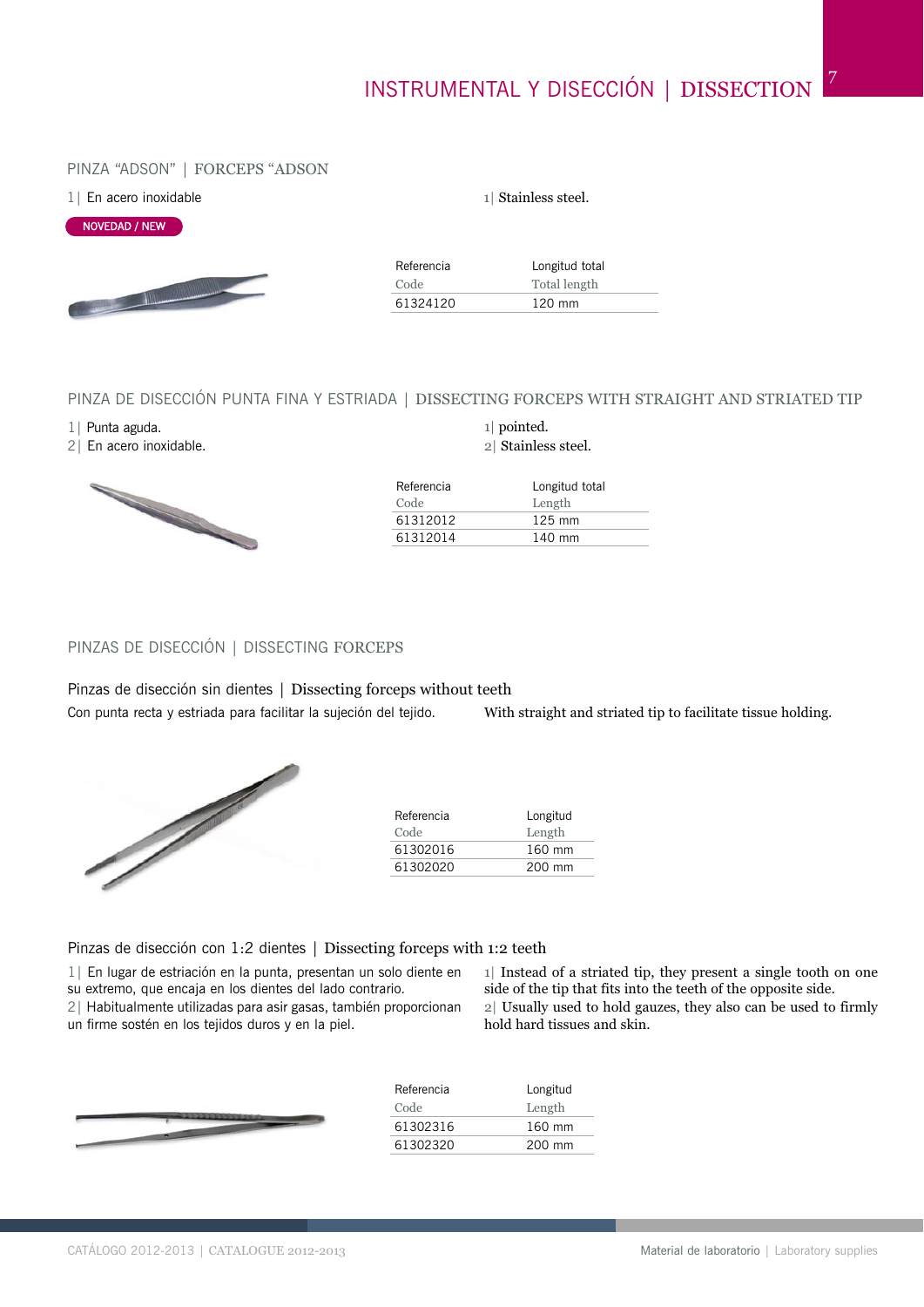# INSTRUMENTAL Y DISECCIÓN | DISSECTION

## PINZA "ADSON" | FORCEPS "ADSON

1| En acero inoxidable

1| Stainless steel.

NOVEDAD / NEW

| Referencia<br>Code | Longitud total<br>Total length |
|---|---|
| 61324120 | 120 mm |

## PINZA DE DISECCIÓN PUNTA FINA Y ESTRIADA | DISSECTING FORCEPS WITH STRAIGHT AND STRIATED TIP

1| Punta aguda.
2| En acero inoxidable.

1| pointed.
2| Stainless steel.

| Referencia<br>Code | Longitud total<br>Length |
|---|---|
| 61312012 | 125 mm |
| 61312014 | 140 mm |

## PINZAS DE DISECCIÓN | DISSECTING FORCEPS

### Pinzas de disección sin dientes | Dissecting forceps without teeth

Con punta recta y estriada para facilitar la sujeción del tejido.

With straight and striated tip to facilitate tissue holding.

| Referencia<br>Code | Longitud<br>Length |
|---|---|
| 61302016 | 160 mm |
| 61302020 | 200 mm |

### Pinzas de disección con 1:2 dientes | Dissecting forceps with 1:2 teeth

1| En lugar de estriación en la punta, presentan un solo diente en su extremo, que encaja en los dientes del lado contrario.
2| Habitualmente utilizadas para asir gasas, también proporcionan un firme sostén en los tejidos duros y en la piel.

1| Instead of a striated tip, they present a single tooth on one side of the tip that fits into the teeth of the opposite side.
2| Usually used to hold gauzes, they also can be used to firmly hold hard tissues and skin.

| Referencia<br>Code | Longitud<br>Length |
|---|---|
| 61302316 | 160 mm |
| 61302320 | 200 mm |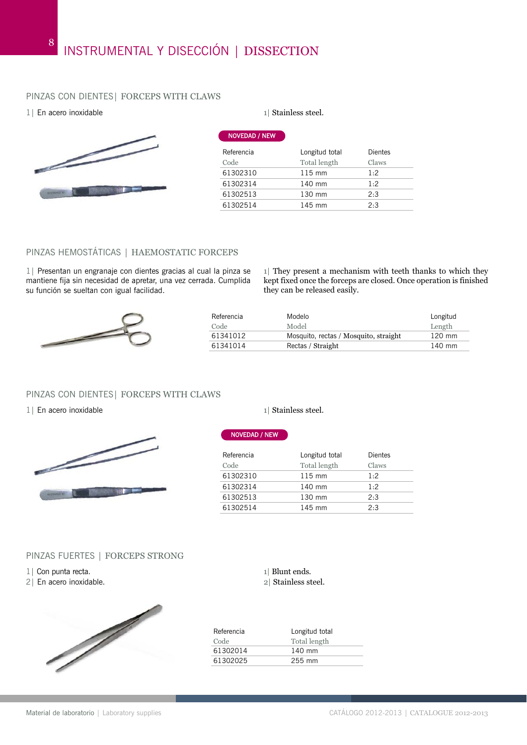# INSTRUMENTAL Y DISECCIÓN | DISSECTION

## PINZAS CON DIENTES | FORCEPS WITH CLAWS

1| En acero inoxidable

1| Stainless steel.

NOVEDAD / NEW

| Referencia<br>Code | Longitud total<br>Total length | Dientes<br>Claws |
|---|---|---|
| 61302310 | 115 mm | 1:2 |
| 61302314 | 140 mm | 1:2 |
| 61302513 | 130 mm | 2:3 |
| 61302514 | 145 mm | 2:3 |

## PINZAS HEMOSTÁTICAS | HAEMOSTATIC FORCEPS

1| Presentan un engranaje con dientes gracias al cual la pinza se mantiene fija sin necesidad de apretar, una vez cerrada. Cumplida su función se sueltan con igual facilidad.

1| They present a mechanism with teeth thanks to which they kept fixed once the forceps are closed. Once operation is finished they can be released easily.

| Referencia<br>Code | Modelo<br>Model | Longitud<br>Length |
|---|---|---|
| 61341012 | Mosquito, rectas / Mosquito, straight | 120 mm |
| 61341014 | Rectas / Straight | 140 mm |

## PINZAS CON DIENTES | FORCEPS WITH CLAWS

1| En acero inoxidable

1| Stainless steel.

NOVEDAD / NEW

| Referencia<br>Code | Longitud total<br>Total length | Dientes<br>Claws |
|---|---|---|
| 61302310 | 115 mm | 1:2 |
| 61302314 | 140 mm | 1:2 |
| 61302513 | 130 mm | 2:3 |
| 61302514 | 145 mm | 2:3 |

## PINZAS FUERTES | FORCEPS STRONG

1| Con punta recta.
2| En acero inoxidable.

1| Blunt ends.
2| Stainless steel.

| Referencia<br>Code | Longitud total<br>Total length |
|---|---|
| 61302014 | 140 mm |
| 61302025 | 255 mm |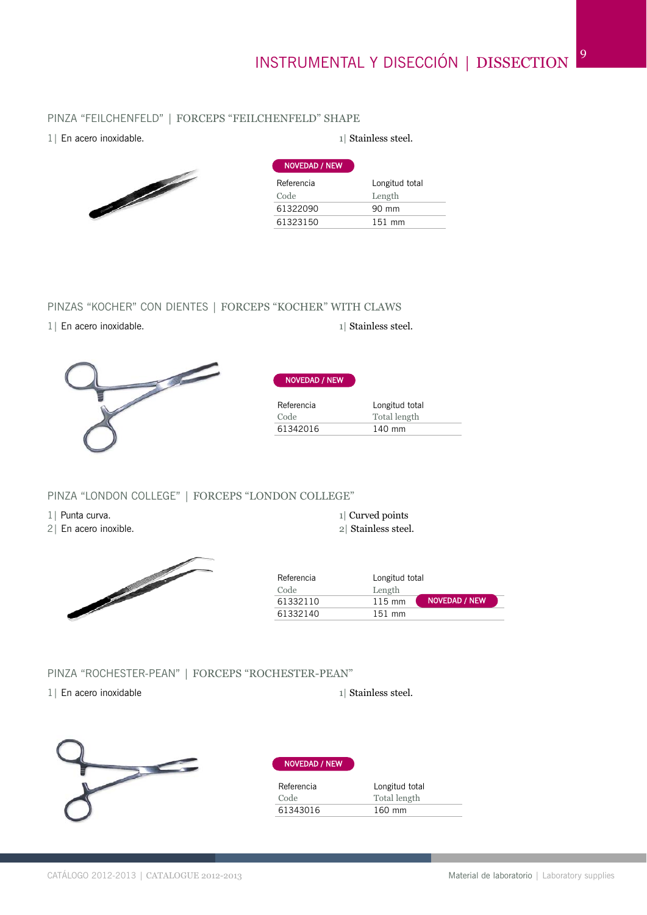# INSTRUMENTAL Y DISECCIÓN | DISSECTION

## PINZA "FEILCHENFELD" | FORCEPS "FEILCHENFELD" SHAPE

1| En acero inoxidable.

1| Stainless steel.

NOVEDAD / NEW

| Referencia<br>Code | Longitud total<br>Length |
|---|---|
| 61322090 | 90 mm |
| 61323150 | 151 mm |

## PINZAS "KOCHER" CON DIENTES | FORCEPS "KOCHER" WITH CLAWS

1| En acero inoxidable.

1| Stainless steel.

NOVEDAD / NEW

| Referencia<br>Code | Longitud total<br>Total length |
|---|---|
| 61342016 | 140 mm |

## PINZA "LONDON COLLEGE" | FORCEPS "LONDON COLLEGE"

1| Punta curva.
2| En acero inoxible.

1| Curved points
2| Stainless steel.

| Referencia<br>Code | Longitud total<br>Length | |
|---|---|---|
| 61332110 | 115 mm | NOVEDAD / NEW |
| 61332140 | 151 mm | |

## PINZA "ROCHESTER-PEAN" | FORCEPS "ROCHESTER-PEAN"

1| En acero inoxidable

1| Stainless steel.

NOVEDAD / NEW

| Referencia<br>Code | Longitud total<br>Total length |
|---|---|
| 61343016 | 160 mm |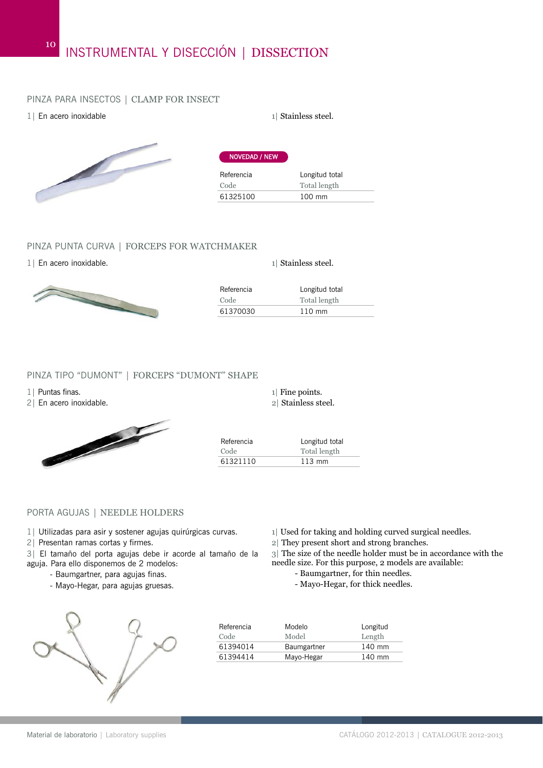# INSTRUMENTAL Y DISECCIÓN | DISSECTION

## PINZA PARA INSECTOS | CLAMP FOR INSECT

1| En acero inoxidable

1| Stainless steel.

NOVEDAD / NEW

| Referencia<br>Code | Longitud total<br>Total length |
|---|---|
| 61325100 | 100 mm |

## PINZA PUNTA CURVA | FORCEPS FOR WATCHMAKER

1| En acero inoxidable.

1| Stainless steel.

| Referencia<br>Code | Longitud total<br>Total length |
|---|---|
| 61370030 | 110 mm |

## PINZA TIPO "DUMONT" | FORCEPS "DUMONT" SHAPE

1| Puntas finas.
2| En acero inoxidable.

1| Fine points.
2| Stainless steel.

| Referencia<br>Code | Longitud total<br>Total length |
|---|---|
| 61321110 | 113 mm |

## PORTA AGUJAS | NEEDLE HOLDERS

1| Utilizadas para asir y sostener agujas quirúrgicas curvas.
2| Presentan ramas cortas y firmes.
3| El tamaño del porta agujas debe ir acorde al tamaño de la aguja. Para ello disponemos de 2 modelos:
- Baumgartner, para agujas finas.
- Mayo-Hegar, para agujas gruesas.

1| Used for taking and holding curved surgical needles.
2| They present short and strong branches.
3| The size of the needle holder must be in accordance with the needle size. For this purpose, 2 models are available:
- Baumgartner, for thin needles.
- Mayo-Hegar, for thick needles.

| Referencia<br>Code | Modelo<br>Model | Longitud<br>Length |
|---|---|---|
| 61394014 | Baumgartner | 140 mm |
| 61394414 | Mayo-Hegar | 140 mm |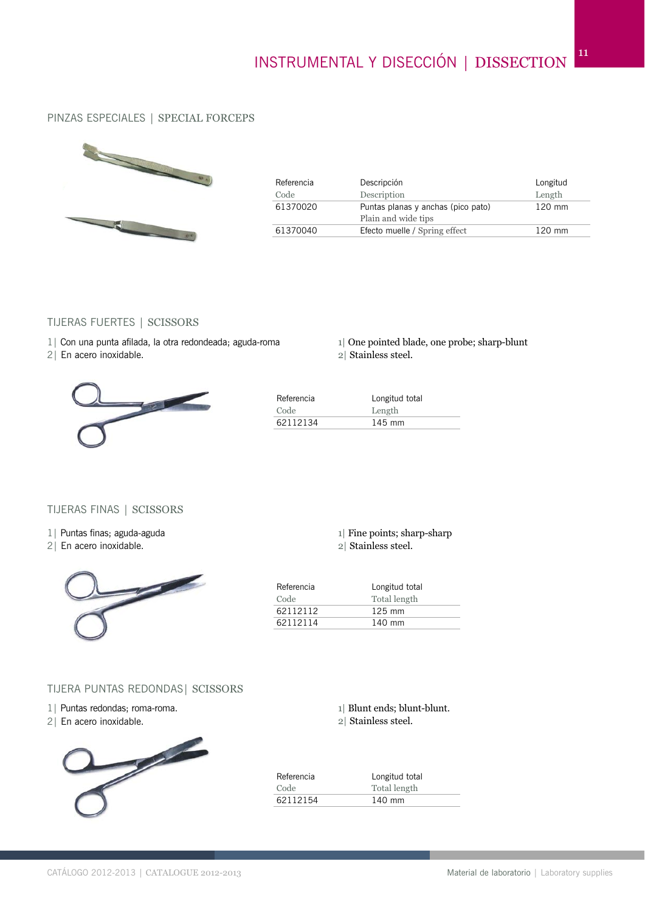# INSTRUMENTAL Y DISECCIÓN | DISSECTION

## PINZAS ESPECIALES | SPECIAL FORCEPS

| Referencia<br>Code | Descripción<br>Description | Longitud<br>Length |
|---|---|---|
| 61370020 | Puntas planas y anchas (pico pato)<br>Plain and wide tips | 120 mm |
| 61370040 | Efecto muelle / Spring effect | 120 mm |

## TIJERAS FUERTES | SCISSORS

1| Con una punta afilada, la otra redondeada; aguda-roma
2| En acero inoxidable.

1| One pointed blade, one probe; sharp-blunt
2| Stainless steel.

| Referencia<br>Code | Longitud total<br>Length |
|---|---|
| 62112134 | 145 mm |

## TIJERAS FINAS | SCISSORS

1| Puntas finas; aguda-aguda
2| En acero inoxidable.

1| Fine points; sharp-sharp
2| Stainless steel.

| Referencia<br>Code | Longitud total<br>Total length |
|---|---|
| 62112112 | 125 mm |
| 62112114 | 140 mm |

## TIJERA PUNTAS REDONDAS| SCISSORS

1| Puntas redondas; roma-roma.
2| En acero inoxidable.

1| Blunt ends; blunt-blunt.
2| Stainless steel.

| Referencia<br>Code | Longitud total<br>Total length |
|---|---|
| 62112154 | 140 mm |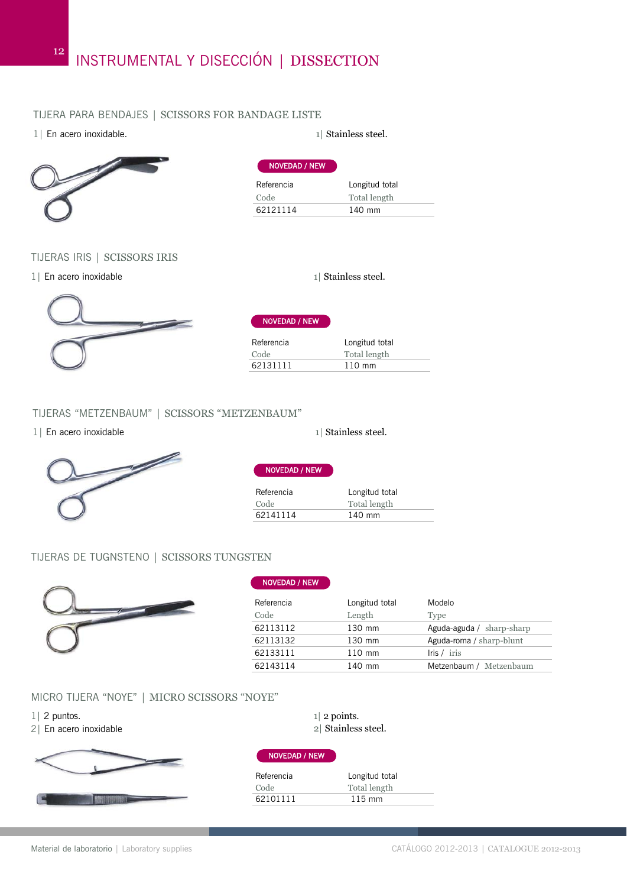# INSTRUMENTAL Y DISECCIÓN | DISSECTION

## TIJERA PARA BENDAJES | SCISSORS FOR BANDAGE LISTE

1| En acero inoxidable.

1| Stainless steel.

**NOVEDAD / NEW**

| Referencia<br>Code | Longitud total<br>Total length |
|---|---|
| 62121114 | 140 mm |

## TIJERAS IRIS | SCISSORS IRIS

1| En acero inoxidable

1| Stainless steel.

**NOVEDAD / NEW**

| Referencia<br>Code | Longitud total<br>Total length |
|---|---|
| 62131111 | 110 mm |

## TIJERAS “METZENBAUM” | SCISSORS “METZENBAUM”

1| En acero inoxidable

1| Stainless steel.

**NOVEDAD / NEW**

| Referencia<br>Code | Longitud total<br>Total length |
|---|---|
| 62141114 | 140 mm |

## TIJERAS DE TUGNSTENO | SCISSORS TUNGSTEN

**NOVEDAD / NEW**

| Referencia<br>Code | Longitud total<br>Length | Modelo<br>Type |
|---|---|---|
| 62113112 | 130 mm | Aguda-aguda / sharp-sharp |
| 62113132 | 130 mm | Aguda-roma / sharp-blunt |
| 62133111 | 110 mm | Iris / iris |
| 62143114 | 140 mm | Metzenbaum / Metzenbaum |

## MICRO TIJERA “NOYE” | MICRO SCISSORS “NOYE”

1| 2 puntos.
2| En acero inoxidable

1| 2 points.
2| Stainless steel.

**NOVEDAD / NEW**

| Referencia<br>Code | Longitud total<br>Total length |
|---|---|
| 62101111 | 115 mm |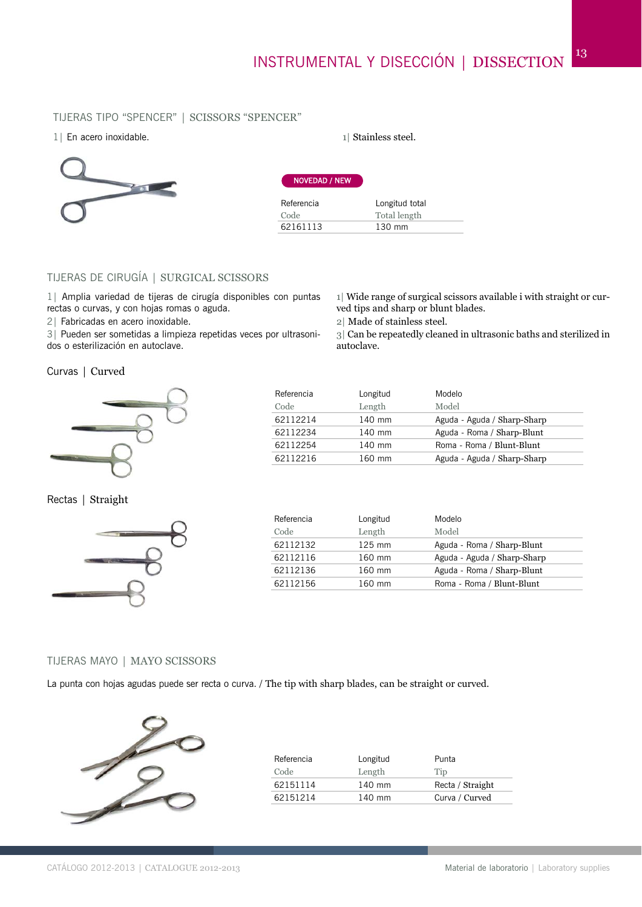# INSTRUMENTAL Y DISECCIÓN | DISSECTION

## TIJERAS TIPO "SPENCER" | SCISSORS "SPENCER"

1| En acero inoxidable.

1| Stainless steel.

**NOVEDAD / NEW**

| Referencia Code | Longitud total Total length |
|---|---|
| 62161113 | 130 mm |

## TIJERAS DE CIRUGÍA | SURGICAL SCISSORS

1| Amplia variedad de tijeras de cirugía disponibles con puntas rectas o curvas, y con hojas romas o aguda.
2| Fabricadas en acero inoxidable.
3| Pueden ser sometidas a limpieza repetidas veces por ultrasonidos o esterilización en autoclave.

1| Wide range of surgical scissors available i with straight or curved tips and sharp or blunt blades.
2| Made of stainless steel.
3| Can be repeatedly cleaned in ultrasonic baths and sterilized in autoclave.

### Curvas | Curved

| Referencia Code | Longitud Length | Modelo Model |
|---|---|---|
| 62112214 | 140 mm | Aguda - Aguda / Sharp-Sharp |
| 62112234 | 140 mm | Aguda - Roma / Sharp-Blunt |
| 62112254 | 140 mm | Roma - Roma / Blunt-Blunt |
| 62112216 | 160 mm | Aguda - Aguda / Sharp-Sharp |

### Rectas | Straight

| Referencia Code | Longitud Length | Modelo Model |
|---|---|---|
| 62112132 | 125 mm | Aguda - Roma / Sharp-Blunt |
| 62112116 | 160 mm | Aguda - Aguda / Sharp-Sharp |
| 62112136 | 160 mm | Aguda - Roma / Sharp-Blunt |
| 62112156 | 160 mm | Roma - Roma / Blunt-Blunt |

## TIJERAS MAYO | MAYO SCISSORS

La punta con hojas agudas puede ser recta o curva. / The tip with sharp blades, can be straight or curved.

| Referencia Code | Longitud Length | Punta Tip |
|---|---|---|
| 62151114 | 140 mm | Recta / Straight |
| 62151214 | 140 mm | Curva / Curved |